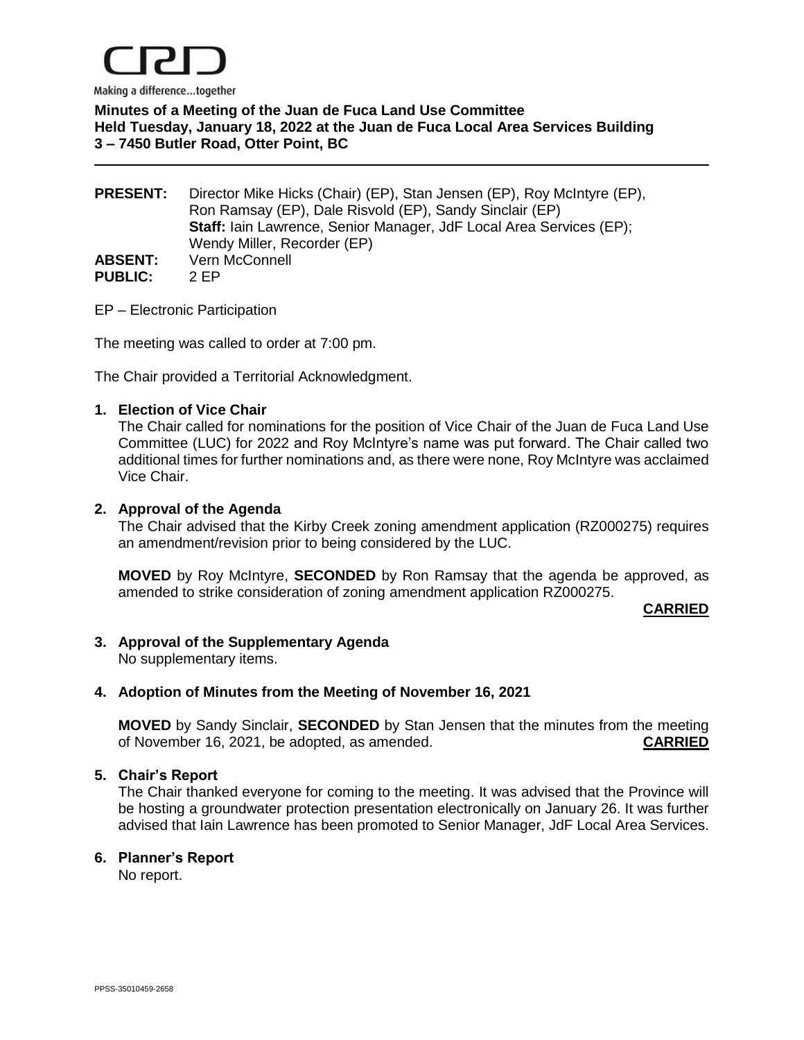CRD

Making a difference...together

**Minutes of a Meeting of the Juan de Fuca Land Use Committee**
**Held Tuesday, January 18, 2022 at the Juan de Fuca Local Area Services Building**
**3 – 7450 Butler Road, Otter Point, BC**

---

**PRESENT:** Director Mike Hicks (Chair) (EP), Stan Jensen (EP), Roy McIntyre (EP), Ron Ramsay (EP), Dale Risvold (EP), Sandy Sinclair (EP)
**Staff:** Iain Lawrence, Senior Manager, JdF Local Area Services (EP); Wendy Miller, Recorder (EP)
**ABSENT:** Vern McConnell
**PUBLIC:** 2 EP

EP – Electronic Participation

The meeting was called to order at 7:00 pm.

The Chair provided a Territorial Acknowledgment.

**1. Election of Vice Chair**

The Chair called for nominations for the position of Vice Chair of the Juan de Fuca Land Use Committee (LUC) for 2022 and Roy McIntyre's name was put forward. The Chair called two additional times for further nominations and, as there were none, Roy McIntyre was acclaimed Vice Chair.

**2. Approval of the Agenda**

The Chair advised that the Kirby Creek zoning amendment application (RZ000275) requires an amendment/revision prior to being considered by the LUC.

**MOVED** by Roy McIntyre, **SECONDED** by Ron Ramsay that the agenda be approved, as amended to strike consideration of zoning amendment application RZ000275.

**CARRIED**

**3. Approval of the Supplementary Agenda**

No supplementary items.

**4. Adoption of Minutes from the Meeting of November 16, 2021**

**MOVED** by Sandy Sinclair, **SECONDED** by Stan Jensen that the minutes from the meeting of November 16, 2021, be adopted, as amended. **CARRIED**

**5. Chair's Report**

The Chair thanked everyone for coming to the meeting. It was advised that the Province will be hosting a groundwater protection presentation electronically on January 26. It was further advised that Iain Lawrence has been promoted to Senior Manager, JdF Local Area Services.

**6. Planner's Report**

No report.

PPSS-35010459-2658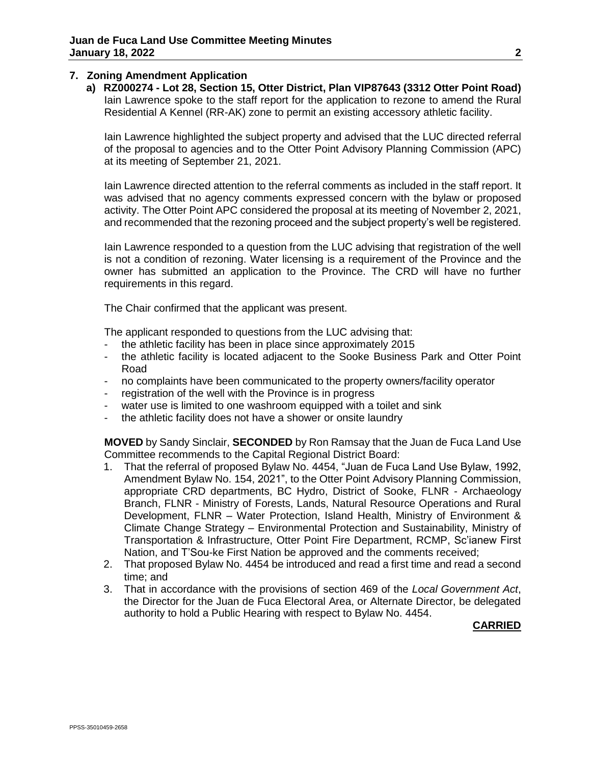## 7. Zoning Amendment Application

### a) RZ000274 - Lot 28, Section 15, Otter District, Plan VIP87643 (3312 Otter Point Road)

Iain Lawrence spoke to the staff report for the application to rezone to amend the Rural Residential A Kennel (RR-AK) zone to permit an existing accessory athletic facility.

Iain Lawrence highlighted the subject property and advised that the LUC directed referral of the proposal to agencies and to the Otter Point Advisory Planning Commission (APC) at its meeting of September 21, 2021.

Iain Lawrence directed attention to the referral comments as included in the staff report. It was advised that no agency comments expressed concern with the bylaw or proposed activity. The Otter Point APC considered the proposal at its meeting of November 2, 2021, and recommended that the rezoning proceed and the subject property's well be registered.

Iain Lawrence responded to a question from the LUC advising that registration of the well is not a condition of rezoning. Water licensing is a requirement of the Province and the owner has submitted an application to the Province. The CRD will have no further requirements in this regard.

The Chair confirmed that the applicant was present.

The applicant responded to questions from the LUC advising that:

- the athletic facility has been in place since approximately 2015
- the athletic facility is located adjacent to the Sooke Business Park and Otter Point Road
- no complaints have been communicated to the property owners/facility operator
- registration of the well with the Province is in progress
- water use is limited to one washroom equipped with a toilet and sink
- the athletic facility does not have a shower or onsite laundry

**MOVED** by Sandy Sinclair, **SECONDED** by Ron Ramsay that the Juan de Fuca Land Use Committee recommends to the Capital Regional District Board:

1. That the referral of proposed Bylaw No. 4454, "Juan de Fuca Land Use Bylaw, 1992, Amendment Bylaw No. 154, 2021", to the Otter Point Advisory Planning Commission, appropriate CRD departments, BC Hydro, District of Sooke, FLNR - Archaeology Branch, FLNR - Ministry of Forests, Lands, Natural Resource Operations and Rural Development, FLNR – Water Protection, Island Health, Ministry of Environment & Climate Change Strategy – Environmental Protection and Sustainability, Ministry of Transportation & Infrastructure, Otter Point Fire Department, RCMP, Sc'ianew First Nation, and T'Sou-ke First Nation be approved and the comments received;
2. That proposed Bylaw No. 4454 be introduced and read a first time and read a second time; and
3. That in accordance with the provisions of section 469 of the *Local Government Act*, the Director for the Juan de Fuca Electoral Area, or Alternate Director, be delegated authority to hold a Public Hearing with respect to Bylaw No. 4454.

**CARRIED**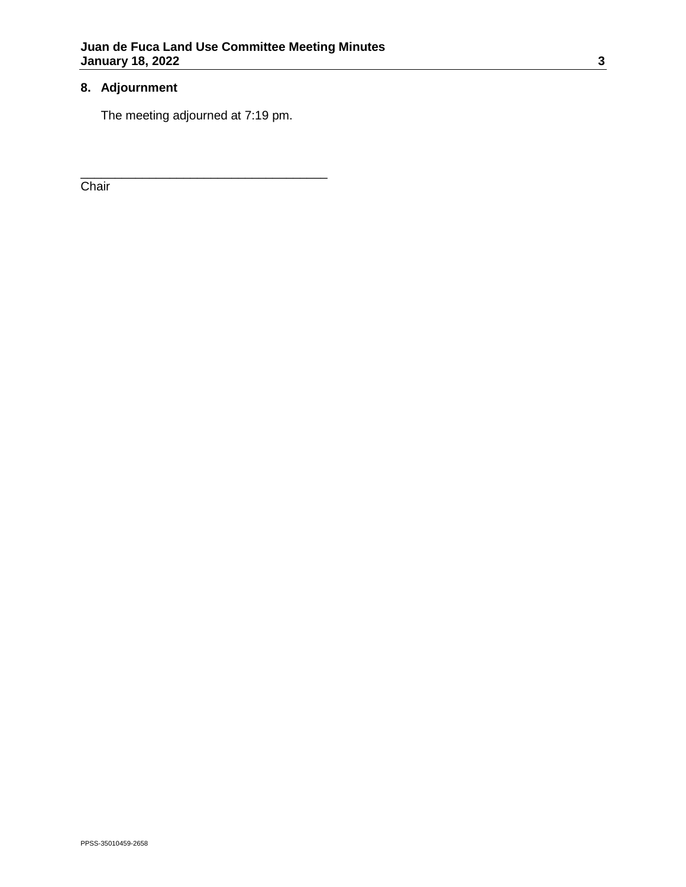## 8. Adjournment

The meeting adjourned at 7:19 pm.

\_\_\_\_\_\_\_\_\_\_\_\_\_\_\_\_\_\_\_\_\_\_\_\_\_\_\_\_\_\_\_\_\_\_\_\_

Chair

PPSS-35010459-2658